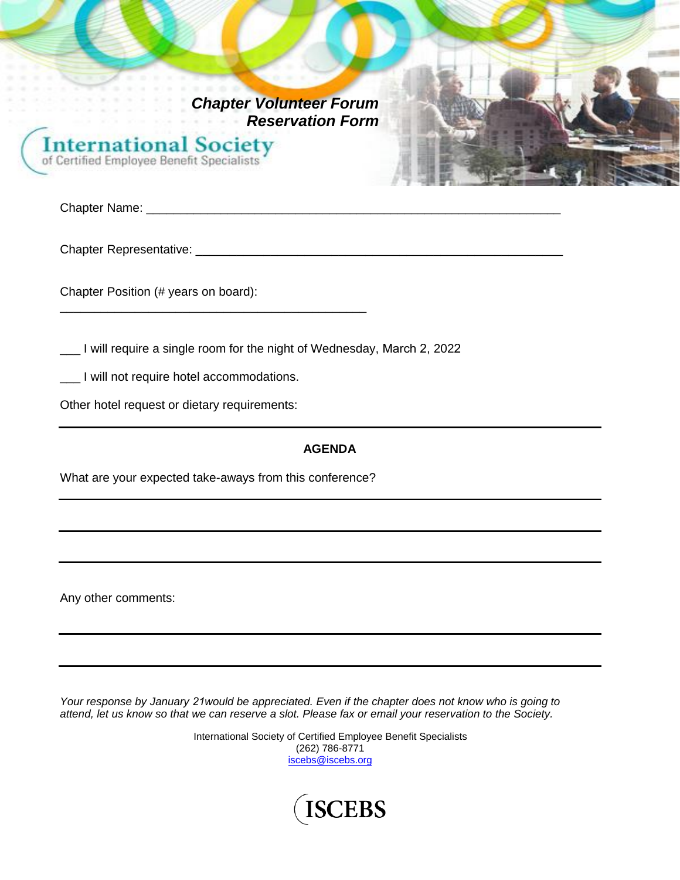***Chapter Volunteer Forum***
***Reservation Form***

International Society
of Certified Employee Benefit Specialists

Chapter Name: ___________________________________________________________

Chapter Representative: ____________________________________________________

Chapter Position (# years on board): ___________________________________________

___ I will require a single room for the night of Wednesday, March 2, 2022

___ I will not require hotel accommodations.

Other hotel request or dietary requirements:

---

**AGENDA**

What are your expected take-aways from this conference?

---

---

---

Any other comments:

---

---

*Your response by January 21would be appreciated. Even if the chapter does not know who is going to attend, let us know so that we can reserve a slot. Please fax or email your reservation to the Society.*

International Society of Certified Employee Benefit Specialists
(262) 786-8771
iscebs@iscebs.org

ISCEBS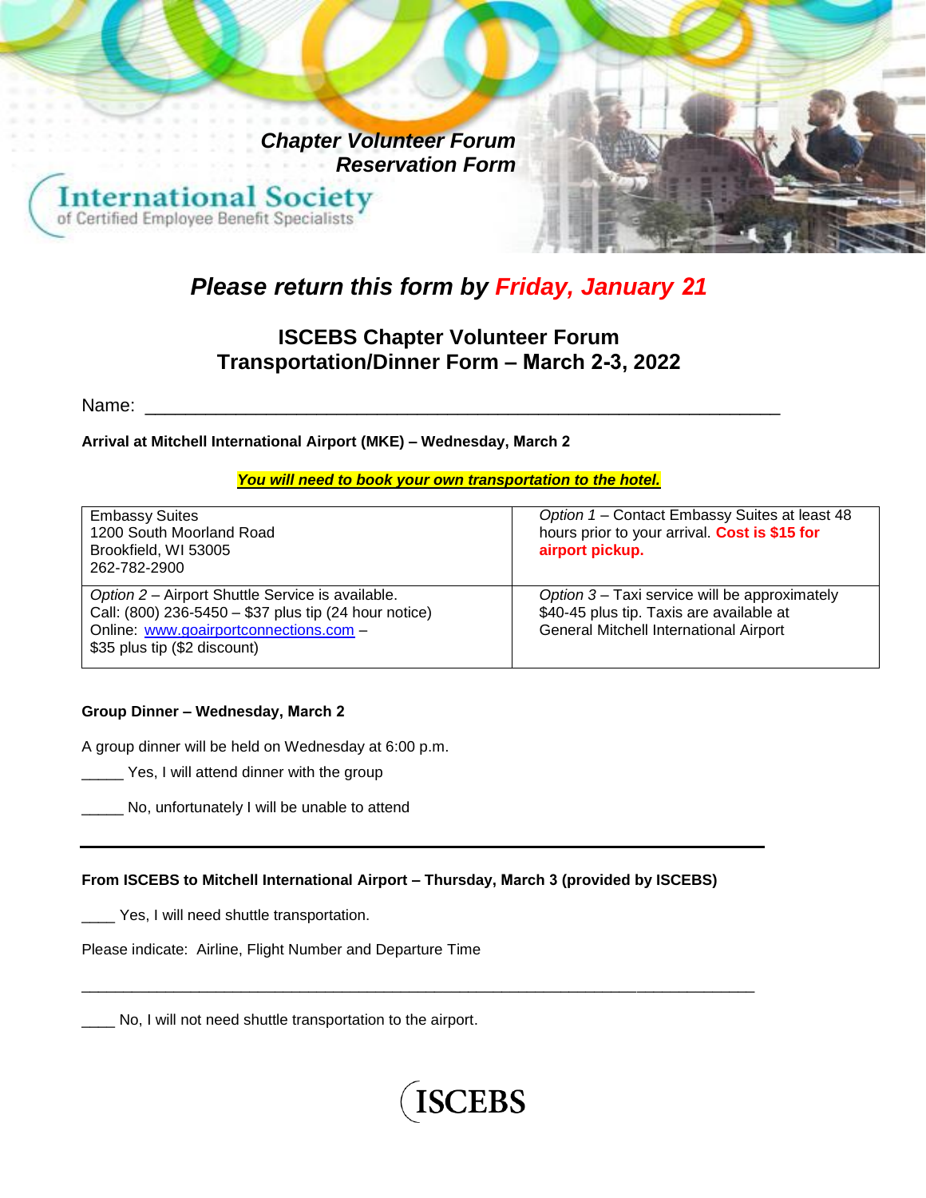***Chapter Volunteer Forum***
***Reservation Form***

International Society
of Certified Employee Benefit Specialists

## *Please return this form by Friday, January 21*

### ISCEBS Chapter Volunteer Forum
### Transportation/Dinner Form – March 2-3, 2022

Name: ___________________________________________________________

**Arrival at Mitchell International Airport (MKE) – Wednesday, March 2**

***You will need to book your own transportation to the hotel.***

| | |
|---|---|
| Embassy Suites<br>1200 South Moorland Road<br>Brookfield, WI 53005<br>262-782-2900 | *Option 1* – Contact Embassy Suites at least 48 hours prior to your arrival. **Cost is $15 for airport pickup.** |
| *Option 2* – Airport Shuttle Service is available.<br>Call: (800) 236-5450 – $37 plus tip (24 hour notice)<br>Online: www.goairportconnections.com – $35 plus tip ($2 discount) | *Option 3* – Taxi service will be approximately $40-45 plus tip. Taxis are available at General Mitchell International Airport |

**Group Dinner – Wednesday, March 2**

A group dinner will be held on Wednesday at 6:00 p.m.

_____ Yes, I will attend dinner with the group

_____ No, unfortunately I will be unable to attend

---

**From ISCEBS to Mitchell International Airport – Thursday, March 3 (provided by ISCEBS)**

____ Yes, I will need shuttle transportation.

Please indicate: Airline, Flight Number and Departure Time

___________________________________________________________________________

____ No, I will not need shuttle transportation to the airport.

ISCEBS